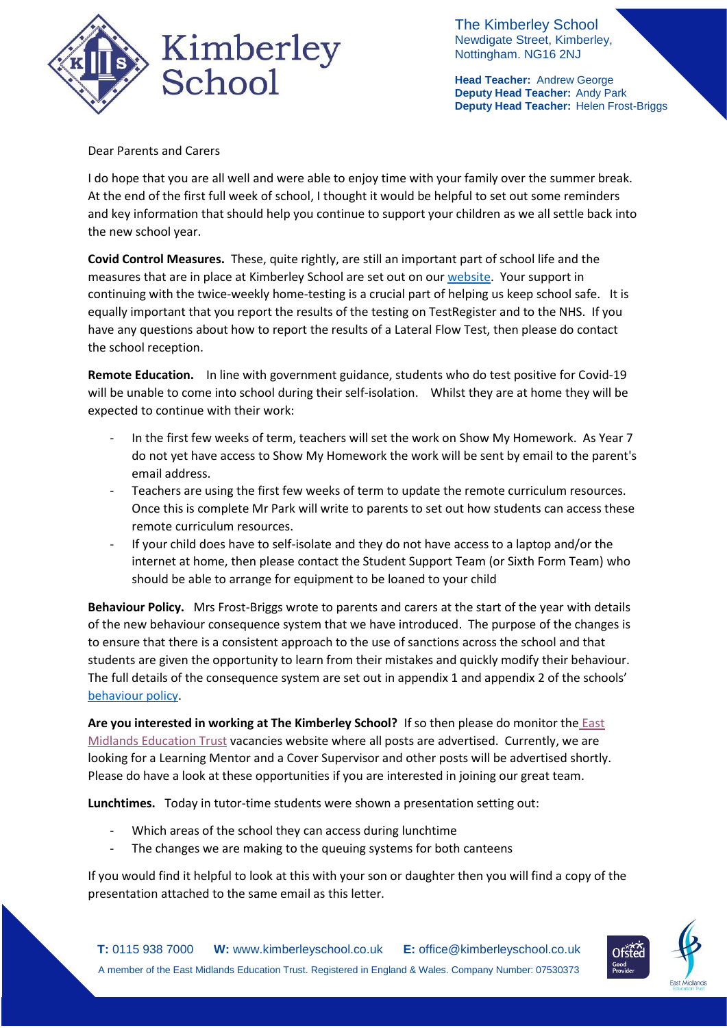The Kimberley School
Newdigate Street, Kimberley,
Nottingham. NG16 2NJ

**Head Teacher:** Andrew George
**Deputy Head Teacher:** Andy Park
**Deputy Head Teacher:** Helen Frost-Briggs

Dear Parents and Carers

I do hope that you are all well and were able to enjoy time with your family over the summer break. At the end of the first full week of school, I thought it would be helpful to set out some reminders and key information that should help you continue to support your children as we all settle back into the new school year.

**Covid Control Measures.** These, quite rightly, are still an important part of school life and the measures that are in place at Kimberley School are set out on our website. Your support in continuing with the twice-weekly home-testing is a crucial part of helping us keep school safe. It is equally important that you report the results of the testing on TestRegister and to the NHS. If you have any questions about how to report the results of a Lateral Flow Test, then please do contact the school reception.

**Remote Education.** In line with government guidance, students who do test positive for Covid-19 will be unable to come into school during their self-isolation. Whilst they are at home they will be expected to continue with their work:

- In the first few weeks of term, teachers will set the work on Show My Homework. As Year 7 do not yet have access to Show My Homework the work will be sent by email to the parent's email address.
- Teachers are using the first few weeks of term to update the remote curriculum resources. Once this is complete Mr Park will write to parents to set out how students can access these remote curriculum resources.
- If your child does have to self-isolate and they do not have access to a laptop and/or the internet at home, then please contact the Student Support Team (or Sixth Form Team) who should be able to arrange for equipment to be loaned to your child

**Behaviour Policy.** Mrs Frost-Briggs wrote to parents and carers at the start of the year with details of the new behaviour consequence system that we have introduced. The purpose of the changes is to ensure that there is a consistent approach to the use of sanctions across the school and that students are given the opportunity to learn from their mistakes and quickly modify their behaviour. The full details of the consequence system are set out in appendix 1 and appendix 2 of the schools' behaviour policy.

**Are you interested in working at The Kimberley School?** If so then please do monitor the East Midlands Education Trust vacancies website where all posts are advertised. Currently, we are looking for a Learning Mentor and a Cover Supervisor and other posts will be advertised shortly. Please do have a look at these opportunities if you are interested in joining our great team.

**Lunchtimes.** Today in tutor-time students were shown a presentation setting out:

- Which areas of the school they can access during lunchtime
- The changes we are making to the queuing systems for both canteens

If you would find it helpful to look at this with your son or daughter then you will find a copy of the presentation attached to the same email as this letter.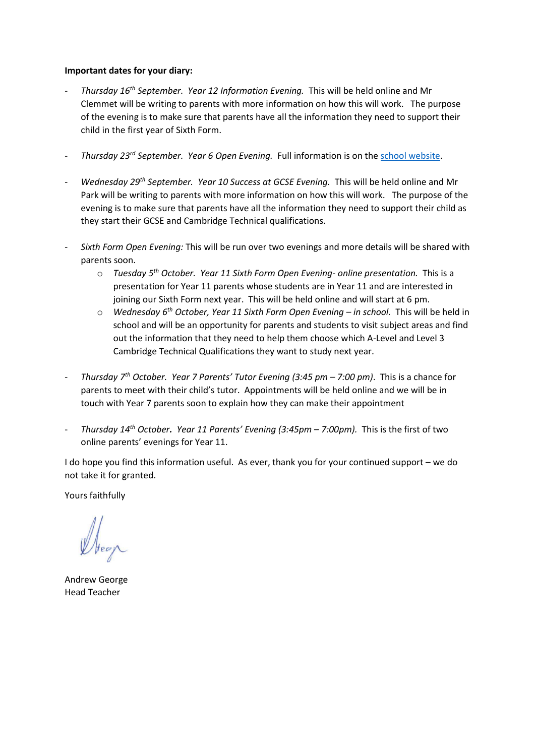**Important dates for your diary:**

- *Thursday 16th September. Year 12 Information Evening.* This will be held online and Mr Clemmet will be writing to parents with more information on how this will work. The purpose of the evening is to make sure that parents have all the information they need to support their child in the first year of Sixth Form.

- *Thursday 23rd September. Year 6 Open Evening.* Full information is on the [school website](school website).

- *Wednesday 29th September. Year 10 Success at GCSE Evening.* This will be held online and Mr Park will be writing to parents with more information on how this will work. The purpose of the evening is to make sure that parents have all the information they need to support their child as they start their GCSE and Cambridge Technical qualifications.

- *Sixth Form Open Evening:* This will be run over two evenings and more details will be shared with parents soon.
    - *Tuesday 5th October. Year 11 Sixth Form Open Evening- online presentation.* This is a presentation for Year 11 parents whose students are in Year 11 and are interested in joining our Sixth Form next year. This will be held online and will start at 6 pm.
    - *Wednesday 6th October, Year 11 Sixth Form Open Evening – in school.* This will be held in school and will be an opportunity for parents and students to visit subject areas and find out the information that they need to help them choose which A-Level and Level 3 Cambridge Technical Qualifications they want to study next year.

- *Thursday 7th October. Year 7 Parents' Tutor Evening (3:45 pm – 7:00 pm)*. This is a chance for parents to meet with their child's tutor. Appointments will be held online and we will be in touch with Year 7 parents soon to explain how they can make their appointment

- *Thursday 14th October. Year 11 Parents' Evening (3:45pm – 7:00pm).* This is the first of two online parents' evenings for Year 11.

I do hope you find this information useful. As ever, thank you for your continued support – we do not take it for granted.

Yours faithfully

Andrew George
Head Teacher